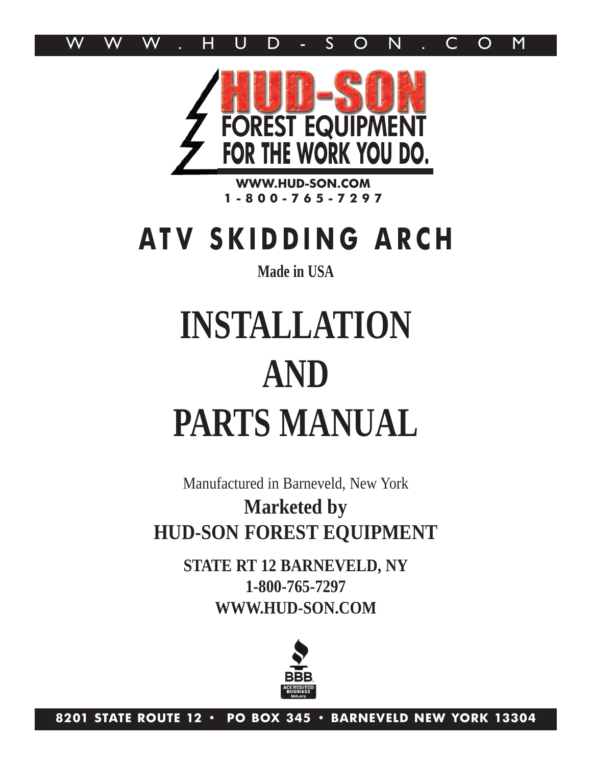W W W . H U D - S O N . C O M

HUD-SON
FOREST EQUIPMENT
FOR THE WORK YOU DO.

WWW.HUD-SON.COM
1-800-765-7297

# ATV SKIDDING ARCH

**Made in USA**

# INSTALLATION
# AND
# PARTS MANUAL

Manufactured in Barneveld, New York

**Marketed by**
**HUD-SON FOREST EQUIPMENT**

**STATE RT 12 BARNEVELD, NY**
**1-800-765-7297**
**WWW.HUD-SON.COM**

BBB ACCREDITED BUSINESS bbb.org

**8201 STATE ROUTE 12 • PO BOX 345 • BARNEVELD NEW YORK 13304**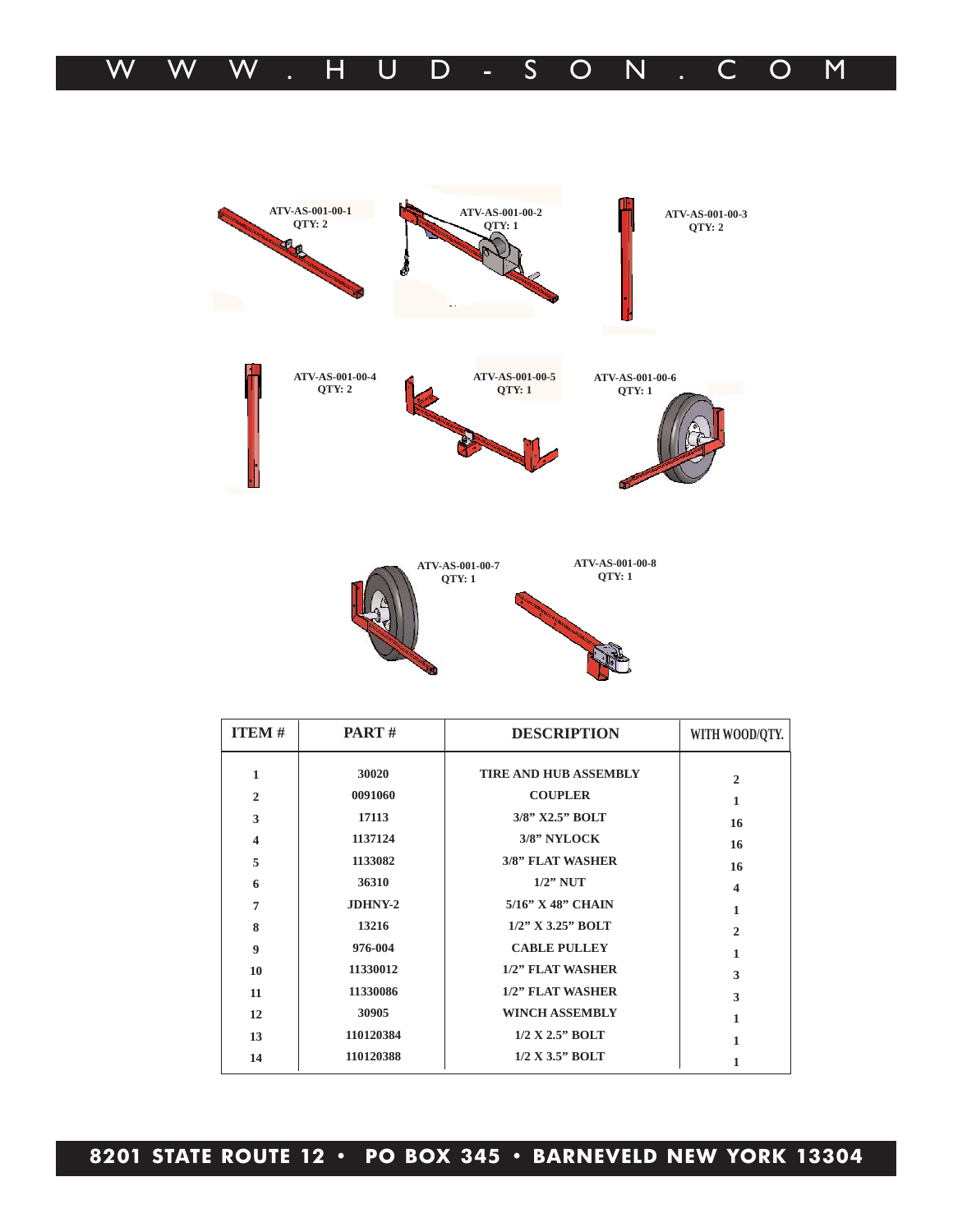ATV-AS-001-00-1
QTY: 2

ATV-AS-001-00-2
QTY: 1

ATV-AS-001-00-3
QTY: 2

ATV-AS-001-00-4
QTY: 2

ATV-AS-001-00-5
QTY: 1

ATV-AS-001-00-6
QTY: 1

ATV-AS-001-00-7
QTY: 1

ATV-AS-001-00-8
QTY: 1

| ITEM # | PART # | DESCRIPTION | WITH WOOD/QTY. |
|---|---|---|---|
| 1 | 30020 | TIRE AND HUB ASSEMBLY | 2 |
| 2 | 0091060 | COUPLER | 1 |
| 3 | 17113 | 3/8" X2.5" BOLT | 16 |
| 4 | 1137124 | 3/8" NYLOCK | 16 |
| 5 | 1133082 | 3/8" FLAT WASHER | 16 |
| 6 | 36310 | 1/2" NUT | 4 |
| 7 | JDHNY-2 | 5/16" X 48" CHAIN | 1 |
| 8 | 13216 | 1/2" X 3.25" BOLT | 2 |
| 9 | 976-004 | CABLE PULLEY | 1 |
| 10 | 11330012 | 1/2" FLAT WASHER | 3 |
| 11 | 11330086 | 1/2" FLAT WASHER | 3 |
| 12 | 30905 | WINCH ASSEMBLY | 1 |
| 13 | 110120384 | 1/2 X 2.5" BOLT | 1 |
| 14 | 110120388 | 1/2 X 3.5" BOLT | 1 |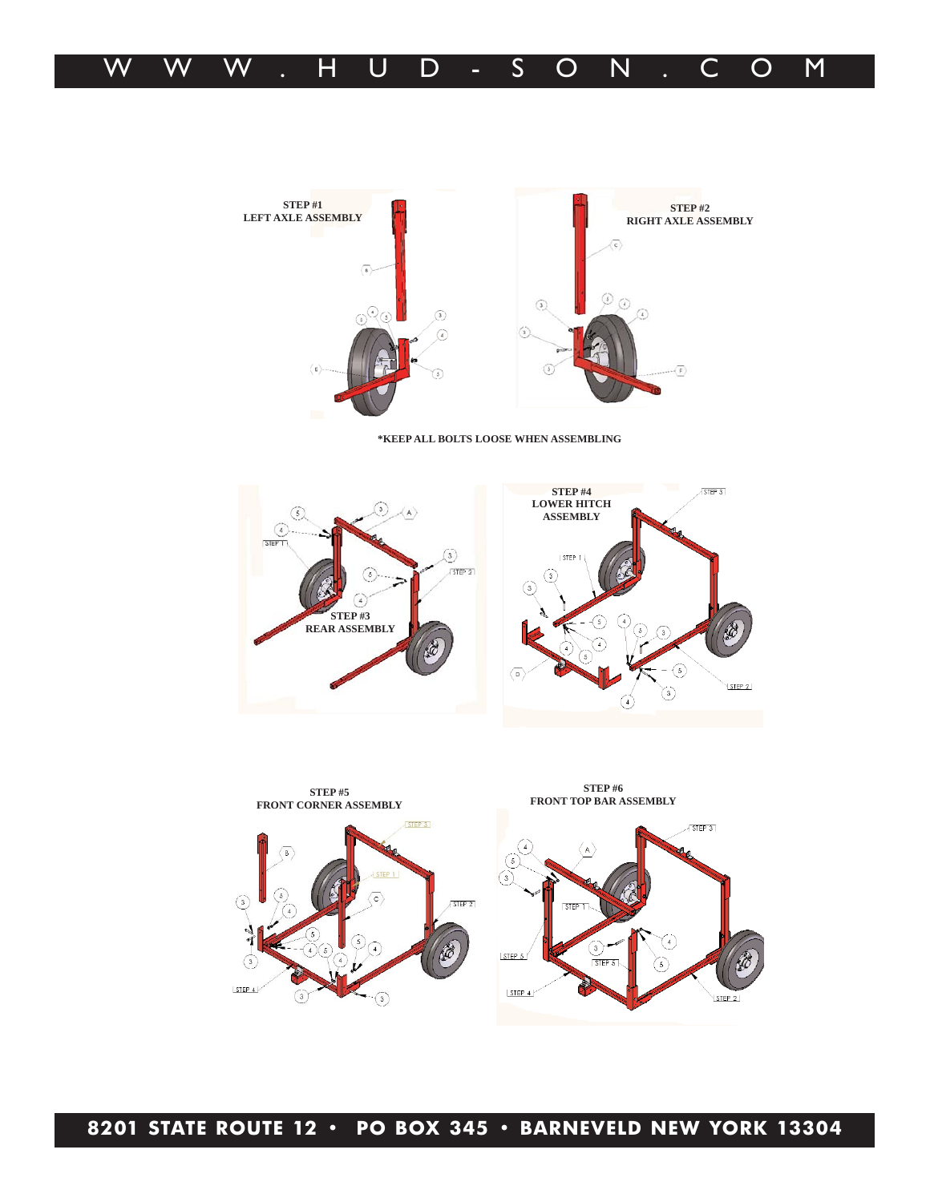**STEP #1**
**LEFT AXLE ASSEMBLY**

**STEP #2**
**RIGHT AXLE ASSEMBLY**

***KEEP ALL BOLTS LOOSE WHEN ASSEMBLING**

**STEP #3**
**REAR ASSEMBLY**

**STEP #4**
**LOWER HITCH ASSEMBLY**

**STEP #5**
**FRONT CORNER ASSEMBLY**

**STEP #6**
**FRONT TOP BAR ASSEMBLY**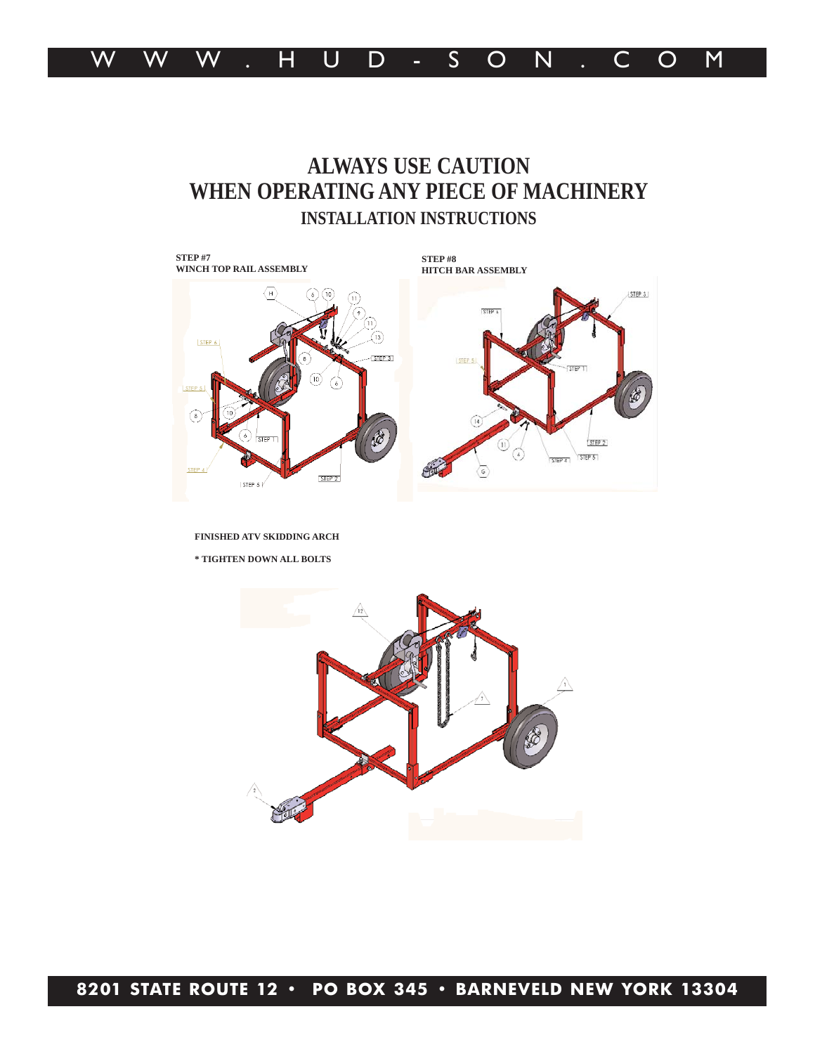# ALWAYS USE CAUTION
# WHEN OPERATING ANY PIECE OF MACHINERY

## INSTALLATION INSTRUCTIONS

**STEP #7**
**WINCH TOP RAIL ASSEMBLY**

**STEP #8**
**HITCH BAR ASSEMBLY**

**FINISHED ATV SKIDDING ARCH**

**\* TIGHTEN DOWN ALL BOLTS**